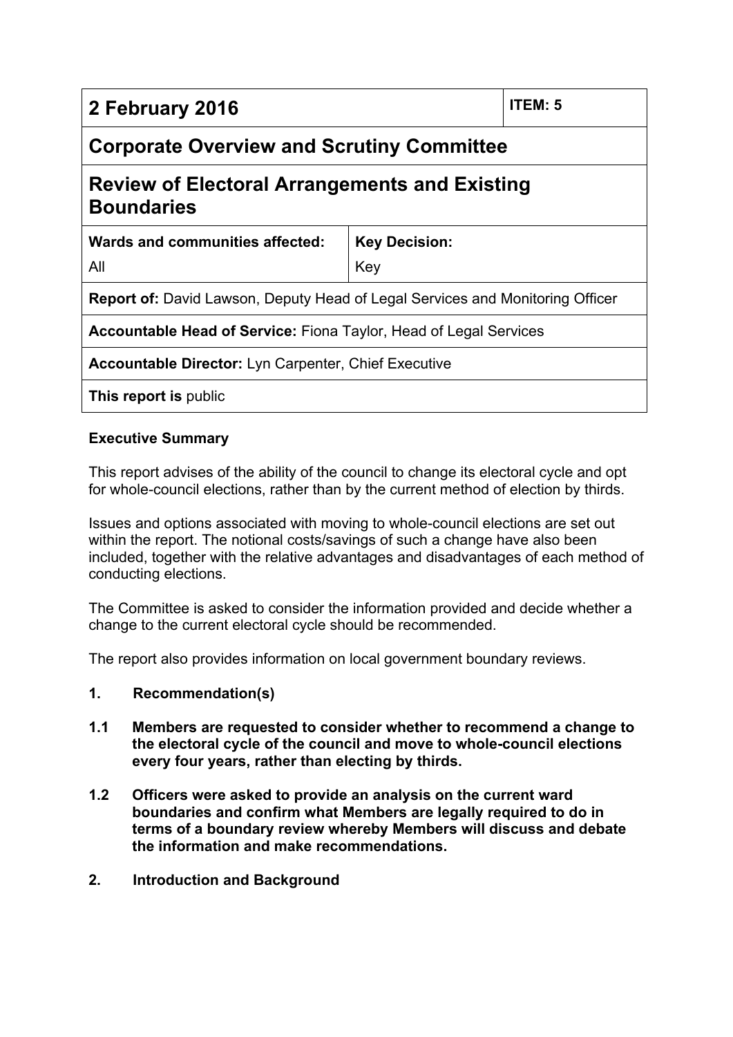| 2 February 2016 | | ITEM: 5 |
|---|---|---|
| **Corporate Overview and Scrutiny Committee** | | |
| **Review of Electoral Arrangements and Existing Boundaries** | | |
| **Wards and communities affected:**<br>All | **Key Decision:**<br>Key | |
| **Report of:** David Lawson, Deputy Head of Legal Services and Monitoring Officer | | |
| **Accountable Head of Service:** Fiona Taylor, Head of Legal Services | | |
| **Accountable Director:** Lyn Carpenter, Chief Executive | | |
| **This report is** public | | |

**Executive Summary**

This report advises of the ability of the council to change its electoral cycle and opt for whole-council elections, rather than by the current method of election by thirds.

Issues and options associated with moving to whole-council elections are set out within the report. The notional costs/savings of such a change have also been included, together with the relative advantages and disadvantages of each method of conducting elections.

The Committee is asked to consider the information provided and decide whether a change to the current electoral cycle should be recommended.

The report also provides information on local government boundary reviews.

**1. Recommendation(s)**

**1.1 Members are requested to consider whether to recommend a change to the electoral cycle of the council and move to whole-council elections every four years, rather than electing by thirds.**

**1.2 Officers were asked to provide an analysis on the current ward boundaries and confirm what Members are legally required to do in terms of a boundary review whereby Members will discuss and debate the information and make recommendations.**

**2. Introduction and Background**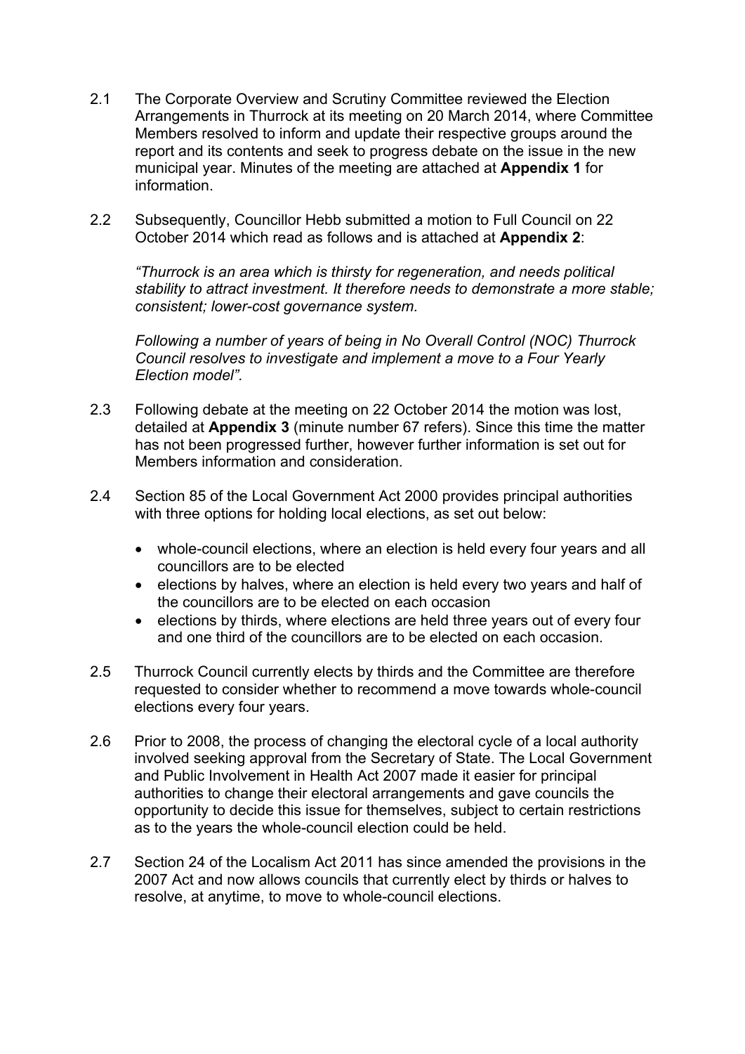2.1 The Corporate Overview and Scrutiny Committee reviewed the Election Arrangements in Thurrock at its meeting on 20 March 2014, where Committee Members resolved to inform and update their respective groups around the report and its contents and seek to progress debate on the issue in the new municipal year. Minutes of the meeting are attached at **Appendix 1** for information.

2.2 Subsequently, Councillor Hebb submitted a motion to Full Council on 22 October 2014 which read as follows and is attached at **Appendix 2**:

*"Thurrock is an area which is thirsty for regeneration, and needs political stability to attract investment. It therefore needs to demonstrate a more stable; consistent; lower-cost governance system.*

*Following a number of years of being in No Overall Control (NOC) Thurrock Council resolves to investigate and implement a move to a Four Yearly Election model".*

2.3 Following debate at the meeting on 22 October 2014 the motion was lost, detailed at **Appendix 3** (minute number 67 refers). Since this time the matter has not been progressed further, however further information is set out for Members information and consideration.

2.4 Section 85 of the Local Government Act 2000 provides principal authorities with three options for holding local elections, as set out below:

- whole-council elections, where an election is held every four years and all councillors are to be elected
- elections by halves, where an election is held every two years and half of the councillors are to be elected on each occasion
- elections by thirds, where elections are held three years out of every four and one third of the councillors are to be elected on each occasion.

2.5 Thurrock Council currently elects by thirds and the Committee are therefore requested to consider whether to recommend a move towards whole-council elections every four years.

2.6 Prior to 2008, the process of changing the electoral cycle of a local authority involved seeking approval from the Secretary of State. The Local Government and Public Involvement in Health Act 2007 made it easier for principal authorities to change their electoral arrangements and gave councils the opportunity to decide this issue for themselves, subject to certain restrictions as to the years the whole-council election could be held.

2.7 Section 24 of the Localism Act 2011 has since amended the provisions in the 2007 Act and now allows councils that currently elect by thirds or halves to resolve, at anytime, to move to whole-council elections.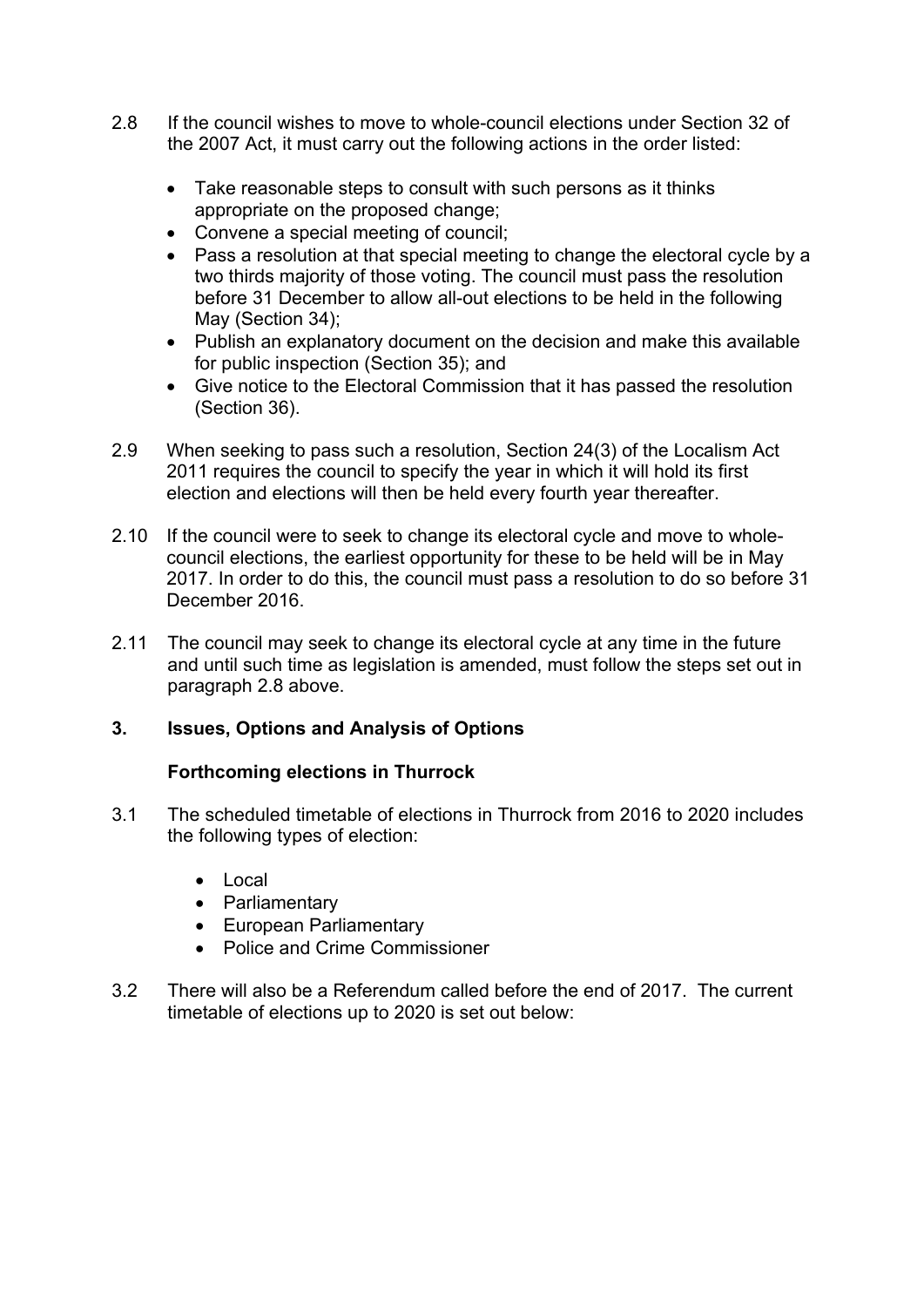2.8 If the council wishes to move to whole-council elections under Section 32 of the 2007 Act, it must carry out the following actions in the order listed:

- Take reasonable steps to consult with such persons as it thinks appropriate on the proposed change;
- Convene a special meeting of council;
- Pass a resolution at that special meeting to change the electoral cycle by a two thirds majority of those voting. The council must pass the resolution before 31 December to allow all-out elections to be held in the following May (Section 34);
- Publish an explanatory document on the decision and make this available for public inspection (Section 35); and
- Give notice to the Electoral Commission that it has passed the resolution (Section 36).

2.9 When seeking to pass such a resolution, Section 24(3) of the Localism Act 2011 requires the council to specify the year in which it will hold its first election and elections will then be held every fourth year thereafter.

2.10 If the council were to seek to change its electoral cycle and move to whole-council elections, the earliest opportunity for these to be held will be in May 2017. In order to do this, the council must pass a resolution to do so before 31 December 2016.

2.11 The council may seek to change its electoral cycle at any time in the future and until such time as legislation is amended, must follow the steps set out in paragraph 2.8 above.

## 3. Issues, Options and Analysis of Options

### Forthcoming elections in Thurrock

3.1 The scheduled timetable of elections in Thurrock from 2016 to 2020 includes the following types of election:

- Local
- Parliamentary
- European Parliamentary
- Police and Crime Commissioner

3.2 There will also be a Referendum called before the end of 2017. The current timetable of elections up to 2020 is set out below: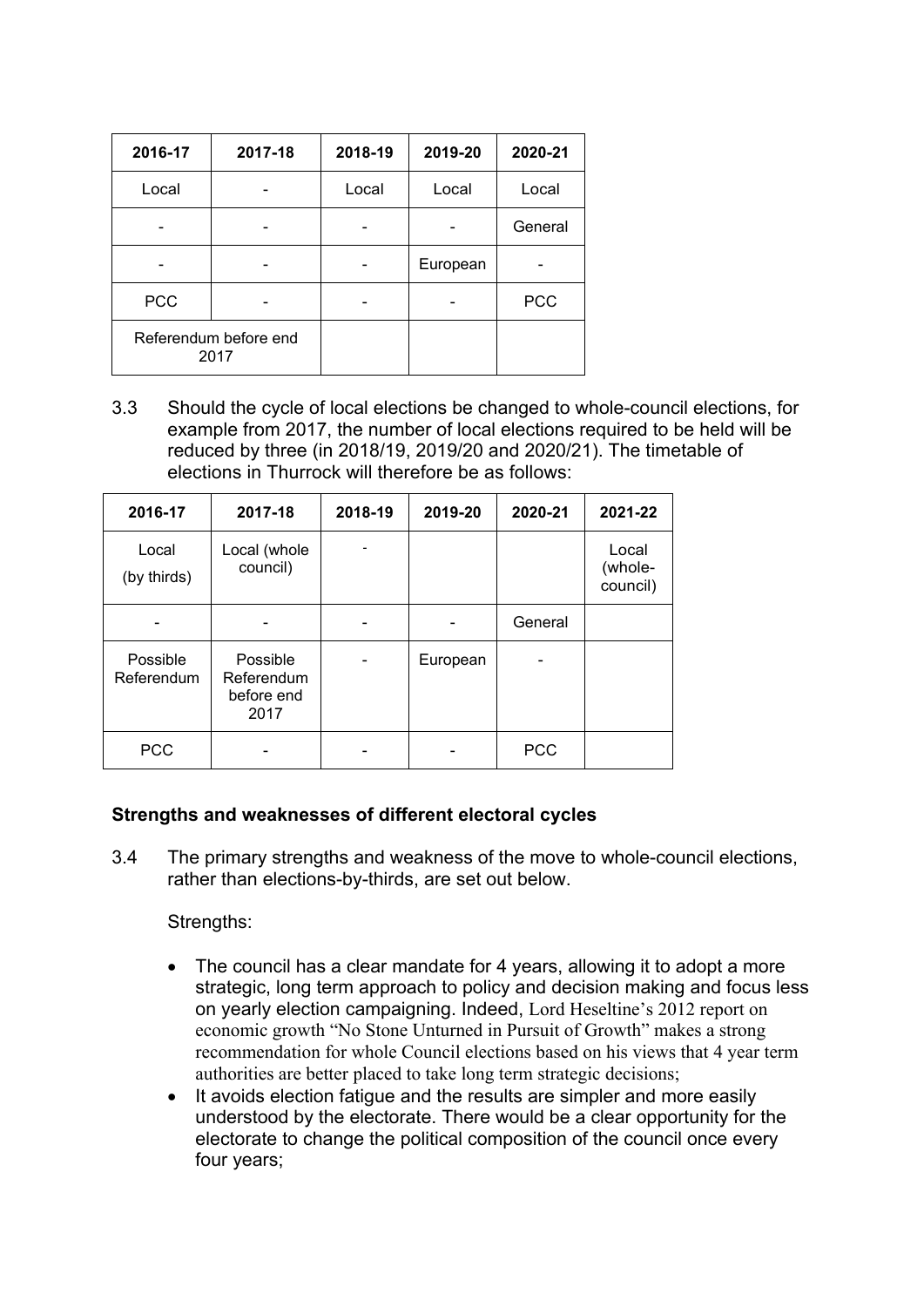| 2016-17 | 2017-18 | 2018-19 | 2019-20 | 2020-21 |
|---|---|---|---|---|
| Local | - | Local | Local | Local |
| - | - | - | - | General |
| - | - | - | European | - |
| PCC | - | - | - | PCC |
| Referendum before end 2017 | | | | |

3.3 Should the cycle of local elections be changed to whole-council elections, for example from 2017, the number of local elections required to be held will be reduced by three (in 2018/19, 2019/20 and 2020/21). The timetable of elections in Thurrock will therefore be as follows:

| 2016-17 | 2017-18 | 2018-19 | 2019-20 | 2020-21 | 2021-22 |
|---|---|---|---|---|---|
| Local (by thirds) | Local (whole council) | - | | | Local (whole-council) |
| - | - | - | - | General | |
| Possible Referendum | Possible Referendum before end 2017 | - | European | - | |
| PCC | - | - | - | PCC | |

**Strengths and weaknesses of different electoral cycles**

3.4 The primary strengths and weakness of the move to whole-council elections, rather than elections-by-thirds, are set out below.

Strengths:

- The council has a clear mandate for 4 years, allowing it to adopt a more strategic, long term approach to policy and decision making and focus less on yearly election campaigning. Indeed, Lord Heseltine's 2012 report on economic growth "No Stone Unturned in Pursuit of Growth" makes a strong recommendation for whole Council elections based on his views that 4 year term authorities are better placed to take long term strategic decisions;
- It avoids election fatigue and the results are simpler and more easily understood by the electorate. There would be a clear opportunity for the electorate to change the political composition of the council once every four years;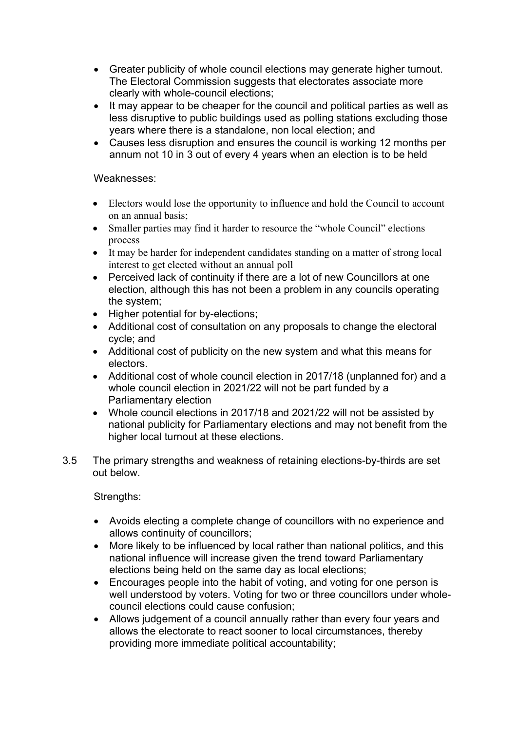- Greater publicity of whole council elections may generate higher turnout. The Electoral Commission suggests that electorates associate more clearly with whole-council elections;
- It may appear to be cheaper for the council and political parties as well as less disruptive to public buildings used as polling stations excluding those years where there is a standalone, non local election; and
- Causes less disruption and ensures the council is working 12 months per annum not 10 in 3 out of every 4 years when an election is to be held

Weaknesses:

- Electors would lose the opportunity to influence and hold the Council to account on an annual basis;
- Smaller parties may find it harder to resource the "whole Council" elections process
- It may be harder for independent candidates standing on a matter of strong local interest to get elected without an annual poll
- Perceived lack of continuity if there are a lot of new Councillors at one election, although this has not been a problem in any councils operating the system;
- Higher potential for by-elections;
- Additional cost of consultation on any proposals to change the electoral cycle; and
- Additional cost of publicity on the new system and what this means for electors.
- Additional cost of whole council election in 2017/18 (unplanned for) and a whole council election in 2021/22 will not be part funded by a Parliamentary election
- Whole council elections in 2017/18 and 2021/22 will not be assisted by national publicity for Parliamentary elections and may not benefit from the higher local turnout at these elections.

3.5 The primary strengths and weakness of retaining elections-by-thirds are set out below.

Strengths:

- Avoids electing a complete change of councillors with no experience and allows continuity of councillors;
- More likely to be influenced by local rather than national politics, and this national influence will increase given the trend toward Parliamentary elections being held on the same day as local elections;
- Encourages people into the habit of voting, and voting for one person is well understood by voters. Voting for two or three councillors under whole-council elections could cause confusion;
- Allows judgement of a council annually rather than every four years and allows the electorate to react sooner to local circumstances, thereby providing more immediate political accountability;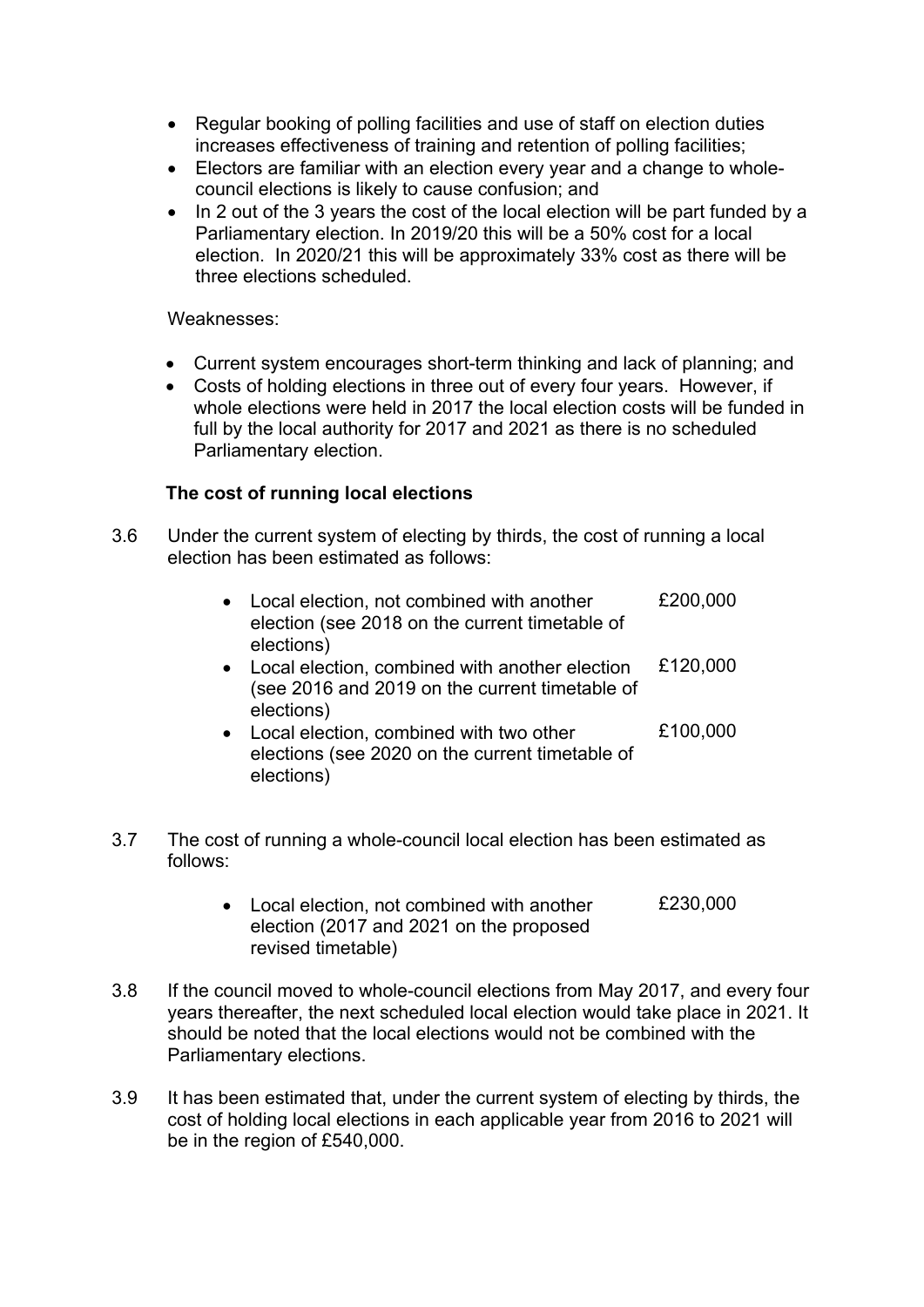- Regular booking of polling facilities and use of staff on election duties increases effectiveness of training and retention of polling facilities;
- Electors are familiar with an election every year and a change to whole-council elections is likely to cause confusion; and
- In 2 out of the 3 years the cost of the local election will be part funded by a Parliamentary election. In 2019/20 this will be a 50% cost for a local election. In 2020/21 this will be approximately 33% cost as there will be three elections scheduled.

Weaknesses:

- Current system encourages short-term thinking and lack of planning; and
- Costs of holding elections in three out of every four years. However, if whole elections were held in 2017 the local election costs will be funded in full by the local authority for 2017 and 2021 as there is no scheduled Parliamentary election.

**The cost of running local elections**

3.6 Under the current system of electing by thirds, the cost of running a local election has been estimated as follows:

- Local election, not combined with another election (see 2018 on the current timetable of elections) £200,000
- Local election, combined with another election (see 2016 and 2019 on the current timetable of elections) £120,000
- Local election, combined with two other elections (see 2020 on the current timetable of elections) £100,000

3.7 The cost of running a whole-council local election has been estimated as follows:

- Local election, not combined with another election (2017 and 2021 on the proposed revised timetable) £230,000

3.8 If the council moved to whole-council elections from May 2017, and every four years thereafter, the next scheduled local election would take place in 2021. It should be noted that the local elections would not be combined with the Parliamentary elections.

3.9 It has been estimated that, under the current system of electing by thirds, the cost of holding local elections in each applicable year from 2016 to 2021 will be in the region of £540,000.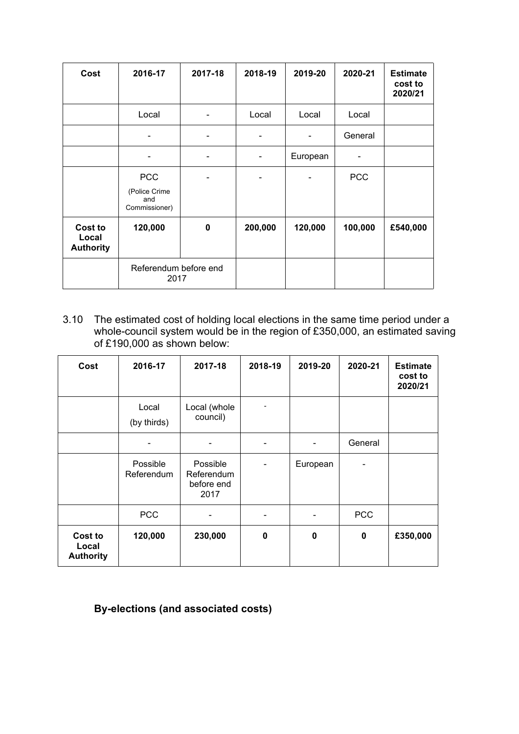| Cost | 2016-17 | 2017-18 | 2018-19 | 2019-20 | 2020-21 | Estimate cost to 2020/21 |
|---|---|---|---|---|---|---|
| | Local | - | Local | Local | Local | |
| | - | - | - | - | General | |
| | - | - | - | European | - | |
| | PCC (Police Crime and Commissioner) | - | - | - | PCC | |
| **Cost to Local Authority** | **120,000** | **0** | **200,000** | **120,000** | **100,000** | **£540,000** |
| | Referendum before end 2017 | | | | | |

3.10 The estimated cost of holding local elections in the same time period under a whole-council system would be in the region of £350,000, an estimated saving of £190,000 as shown below:

| Cost | 2016-17 | 2017-18 | 2018-19 | 2019-20 | 2020-21 | Estimate cost to 2020/21 |
|---|---|---|---|---|---|---|
| | Local (by thirds) | Local (whole council) | - | | | |
| | - | - | - | - | General | |
| | Possible Referendum | Possible Referendum before end 2017 | - | European | - | |
| | PCC | - | - | - | PCC | |
| **Cost to Local Authority** | **120,000** | **230,000** | **0** | **0** | **0** | **£350,000** |

**By-elections (and associated costs)**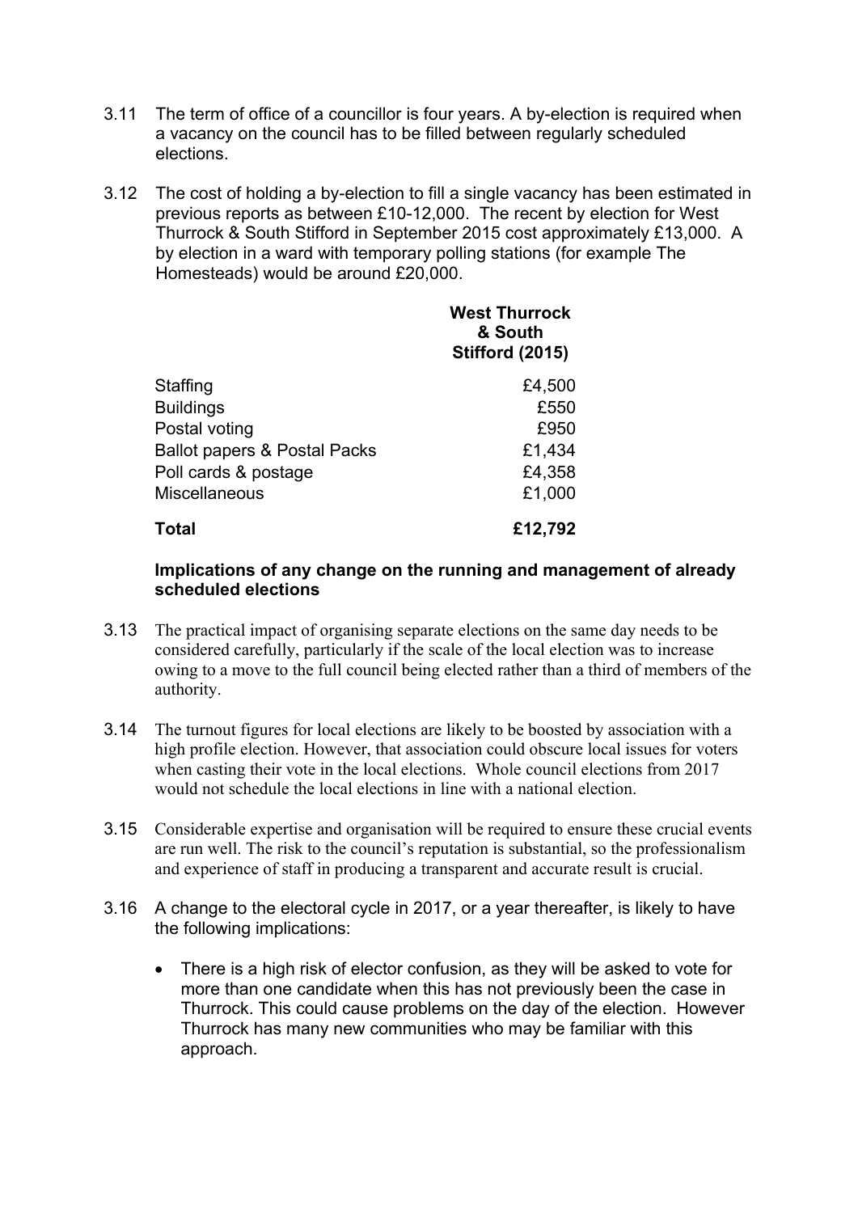3.11 The term of office of a councillor is four years. A by-election is required when a vacancy on the council has to be filled between regularly scheduled elections.

3.12 The cost of holding a by-election to fill a single vacancy has been estimated in previous reports as between £10-12,000. The recent by election for West Thurrock & South Stifford in September 2015 cost approximately £13,000. A by election in a ward with temporary polling stations (for example The Homesteads) would be around £20,000.

| | **West Thurrock & South Stifford (2015)** |
|---|---:|
| Staffing | £4,500 |
| Buildings | £550 |
| Postal voting | £950 |
| Ballot papers & Postal Packs | £1,434 |
| Poll cards & postage | £4,358 |
| Miscellaneous | £1,000 |
| **Total** | **£12,792** |

**Implications of any change on the running and management of already scheduled elections**

3.13 The practical impact of organising separate elections on the same day needs to be considered carefully, particularly if the scale of the local election was to increase owing to a move to the full council being elected rather than a third of members of the authority.

3.14 The turnout figures for local elections are likely to be boosted by association with a high profile election. However, that association could obscure local issues for voters when casting their vote in the local elections. Whole council elections from 2017 would not schedule the local elections in line with a national election.

3.15 Considerable expertise and organisation will be required to ensure these crucial events are run well. The risk to the council's reputation is substantial, so the professionalism and experience of staff in producing a transparent and accurate result is crucial.

3.16 A change to the electoral cycle in 2017, or a year thereafter, is likely to have the following implications:

- There is a high risk of elector confusion, as they will be asked to vote for more than one candidate when this has not previously been the case in Thurrock. This could cause problems on the day of the election. However Thurrock has many new communities who may be familiar with this approach.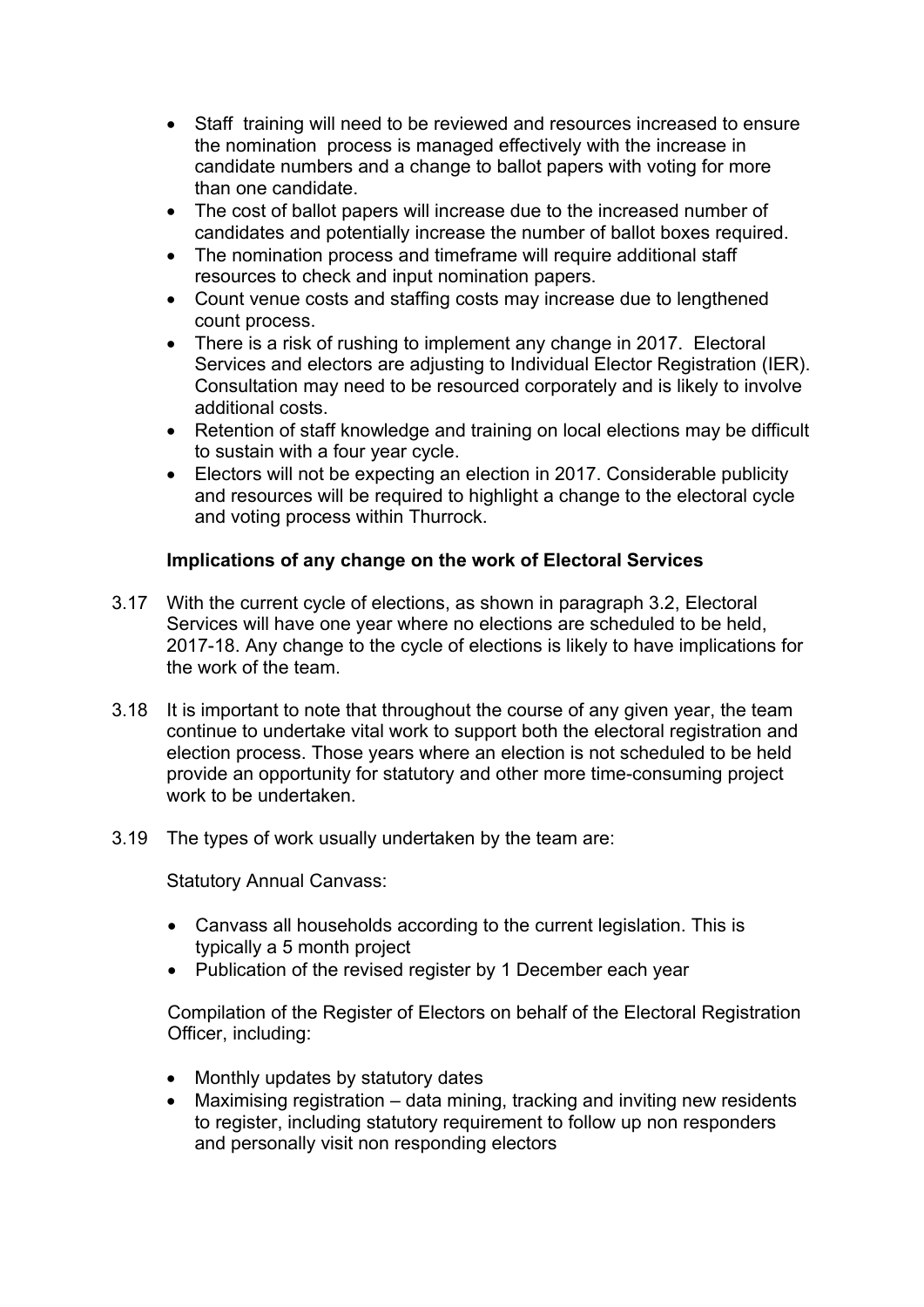- Staff training will need to be reviewed and resources increased to ensure the nomination process is managed effectively with the increase in candidate numbers and a change to ballot papers with voting for more than one candidate.
- The cost of ballot papers will increase due to the increased number of candidates and potentially increase the number of ballot boxes required.
- The nomination process and timeframe will require additional staff resources to check and input nomination papers.
- Count venue costs and staffing costs may increase due to lengthened count process.
- There is a risk of rushing to implement any change in 2017. Electoral Services and electors are adjusting to Individual Elector Registration (IER). Consultation may need to be resourced corporately and is likely to involve additional costs.
- Retention of staff knowledge and training on local elections may be difficult to sustain with a four year cycle.
- Electors will not be expecting an election in 2017. Considerable publicity and resources will be required to highlight a change to the electoral cycle and voting process within Thurrock.

**Implications of any change on the work of Electoral Services**

3.17 With the current cycle of elections, as shown in paragraph 3.2, Electoral Services will have one year where no elections are scheduled to be held, 2017-18. Any change to the cycle of elections is likely to have implications for the work of the team.

3.18 It is important to note that throughout the course of any given year, the team continue to undertake vital work to support both the electoral registration and election process. Those years where an election is not scheduled to be held provide an opportunity for statutory and other more time-consuming project work to be undertaken.

3.19 The types of work usually undertaken by the team are:

Statutory Annual Canvass:

- Canvass all households according to the current legislation. This is typically a 5 month project
- Publication of the revised register by 1 December each year

Compilation of the Register of Electors on behalf of the Electoral Registration Officer, including:

- Monthly updates by statutory dates
- Maximising registration – data mining, tracking and inviting new residents to register, including statutory requirement to follow up non responders and personally visit non responding electors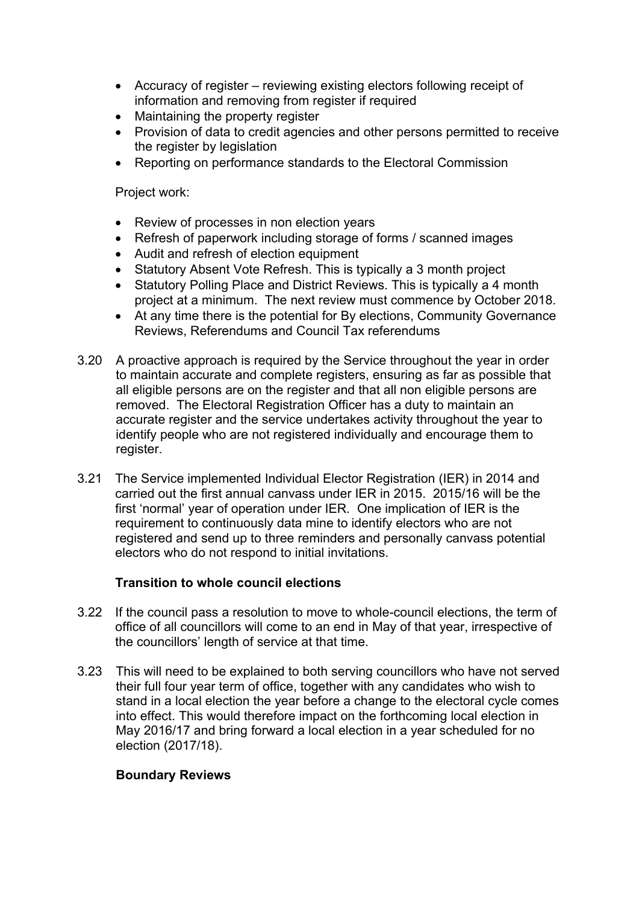- Accuracy of register – reviewing existing electors following receipt of information and removing from register if required
- Maintaining the property register
- Provision of data to credit agencies and other persons permitted to receive the register by legislation
- Reporting on performance standards to the Electoral Commission

Project work:

- Review of processes in non election years
- Refresh of paperwork including storage of forms / scanned images
- Audit and refresh of election equipment
- Statutory Absent Vote Refresh. This is typically a 3 month project
- Statutory Polling Place and District Reviews. This is typically a 4 month project at a minimum. The next review must commence by October 2018.
- At any time there is the potential for By elections, Community Governance Reviews, Referendums and Council Tax referendums

3.20 A proactive approach is required by the Service throughout the year in order to maintain accurate and complete registers, ensuring as far as possible that all eligible persons are on the register and that all non eligible persons are removed. The Electoral Registration Officer has a duty to maintain an accurate register and the service undertakes activity throughout the year to identify people who are not registered individually and encourage them to register.

3.21 The Service implemented Individual Elector Registration (IER) in 2014 and carried out the first annual canvass under IER in 2015. 2015/16 will be the first 'normal' year of operation under IER. One implication of IER is the requirement to continuously data mine to identify electors who are not registered and send up to three reminders and personally canvass potential electors who do not respond to initial invitations.

**Transition to whole council elections**

3.22 If the council pass a resolution to move to whole-council elections, the term of office of all councillors will come to an end in May of that year, irrespective of the councillors' length of service at that time.

3.23 This will need to be explained to both serving councillors who have not served their full four year term of office, together with any candidates who wish to stand in a local election the year before a change to the electoral cycle comes into effect. This would therefore impact on the forthcoming local election in May 2016/17 and bring forward a local election in a year scheduled for no election (2017/18).

**Boundary Reviews**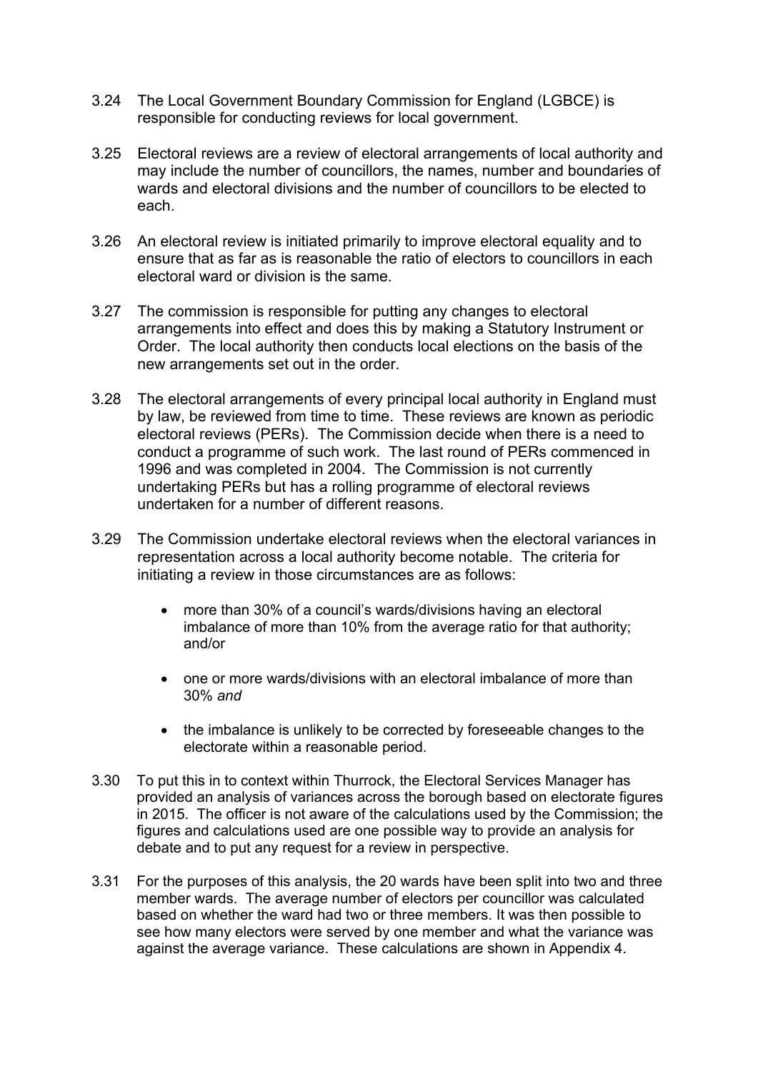3.24 The Local Government Boundary Commission for England (LGBCE) is responsible for conducting reviews for local government.

3.25 Electoral reviews are a review of electoral arrangements of local authority and may include the number of councillors, the names, number and boundaries of wards and electoral divisions and the number of councillors to be elected to each.

3.26 An electoral review is initiated primarily to improve electoral equality and to ensure that as far as is reasonable the ratio of electors to councillors in each electoral ward or division is the same.

3.27 The commission is responsible for putting any changes to electoral arrangements into effect and does this by making a Statutory Instrument or Order. The local authority then conducts local elections on the basis of the new arrangements set out in the order.

3.28 The electoral arrangements of every principal local authority in England must by law, be reviewed from time to time. These reviews are known as periodic electoral reviews (PERs). The Commission decide when there is a need to conduct a programme of such work. The last round of PERs commenced in 1996 and was completed in 2004. The Commission is not currently undertaking PERs but has a rolling programme of electoral reviews undertaken for a number of different reasons.

3.29 The Commission undertake electoral reviews when the electoral variances in representation across a local authority become notable. The criteria for initiating a review in those circumstances are as follows:

- more than 30% of a council's wards/divisions having an electoral imbalance of more than 10% from the average ratio for that authority; and/or
- one or more wards/divisions with an electoral imbalance of more than 30% *and*
- the imbalance is unlikely to be corrected by foreseeable changes to the electorate within a reasonable period.

3.30 To put this in to context within Thurrock, the Electoral Services Manager has provided an analysis of variances across the borough based on electorate figures in 2015. The officer is not aware of the calculations used by the Commission; the figures and calculations used are one possible way to provide an analysis for debate and to put any request for a review in perspective.

3.31 For the purposes of this analysis, the 20 wards have been split into two and three member wards. The average number of electors per councillor was calculated based on whether the ward had two or three members. It was then possible to see how many electors were served by one member and what the variance was against the average variance. These calculations are shown in Appendix 4.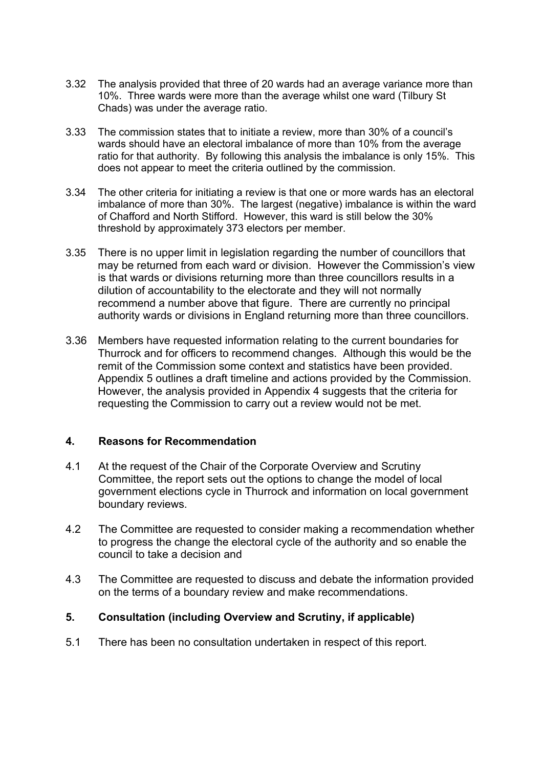3.32 The analysis provided that three of 20 wards had an average variance more than 10%. Three wards were more than the average whilst one ward (Tilbury St Chads) was under the average ratio.

3.33 The commission states that to initiate a review, more than 30% of a council's wards should have an electoral imbalance of more than 10% from the average ratio for that authority. By following this analysis the imbalance is only 15%. This does not appear to meet the criteria outlined by the commission.

3.34 The other criteria for initiating a review is that one or more wards has an electoral imbalance of more than 30%. The largest (negative) imbalance is within the ward of Chafford and North Stifford. However, this ward is still below the 30% threshold by approximately 373 electors per member.

3.35 There is no upper limit in legislation regarding the number of councillors that may be returned from each ward or division. However the Commission's view is that wards or divisions returning more than three councillors results in a dilution of accountability to the electorate and they will not normally recommend a number above that figure. There are currently no principal authority wards or divisions in England returning more than three councillors.

3.36 Members have requested information relating to the current boundaries for Thurrock and for officers to recommend changes. Although this would be the remit of the Commission some context and statistics have been provided. Appendix 5 outlines a draft timeline and actions provided by the Commission. However, the analysis provided in Appendix 4 suggests that the criteria for requesting the Commission to carry out a review would not be met.

## 4. Reasons for Recommendation

4.1 At the request of the Chair of the Corporate Overview and Scrutiny Committee, the report sets out the options to change the model of local government elections cycle in Thurrock and information on local government boundary reviews.

4.2 The Committee are requested to consider making a recommendation whether to progress the change the electoral cycle of the authority and so enable the council to take a decision and

4.3 The Committee are requested to discuss and debate the information provided on the terms of a boundary review and make recommendations.

## 5. Consultation (including Overview and Scrutiny, if applicable)

5.1 There has been no consultation undertaken in respect of this report.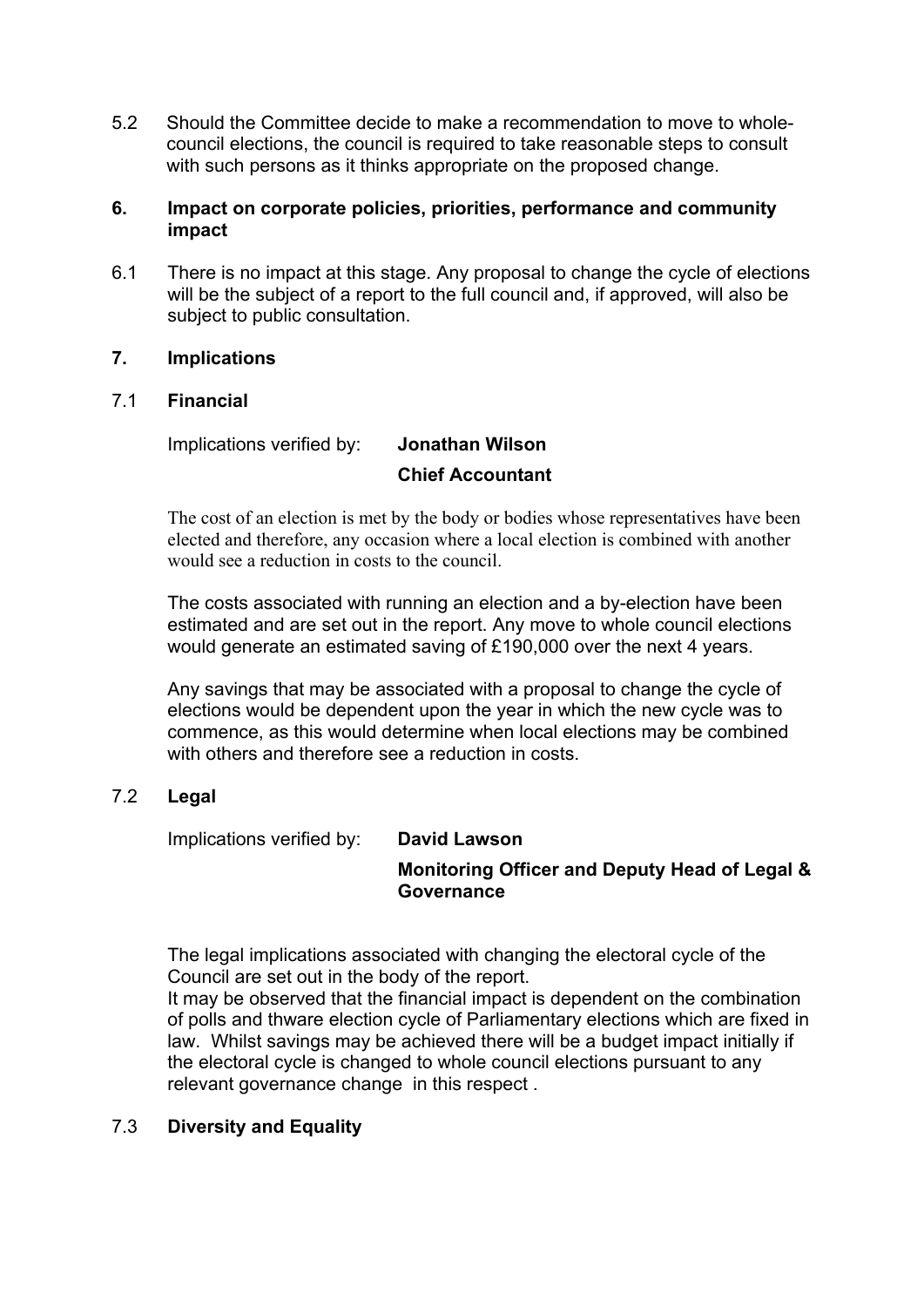5.2 Should the Committee decide to make a recommendation to move to whole-council elections, the council is required to take reasonable steps to consult with such persons as it thinks appropriate on the proposed change.

## 6. Impact on corporate policies, priorities, performance and community impact

6.1 There is no impact at this stage. Any proposal to change the cycle of elections will be the subject of a report to the full council and, if approved, will also be subject to public consultation.

## 7. Implications

### 7.1 Financial

Implications verified by: **Jonathan Wilson**
**Chief Accountant**

The cost of an election is met by the body or bodies whose representatives have been elected and therefore, any occasion where a local election is combined with another would see a reduction in costs to the council.

The costs associated with running an election and a by-election have been estimated and are set out in the report. Any move to whole council elections would generate an estimated saving of £190,000 over the next 4 years.

Any savings that may be associated with a proposal to change the cycle of elections would be dependent upon the year in which the new cycle was to commence, as this would determine when local elections may be combined with others and therefore see a reduction in costs.

### 7.2 Legal

Implications verified by: **David Lawson**
**Monitoring Officer and Deputy Head of Legal & Governance**

The legal implications associated with changing the electoral cycle of the Council are set out in the body of the report.
It may be observed that the financial impact is dependent on the combination of polls and thware election cycle of Parliamentary elections which are fixed in law. Whilst savings may be achieved there will be a budget impact initially if the electoral cycle is changed to whole council elections pursuant to any relevant governance change in this respect .

### 7.3 Diversity and Equality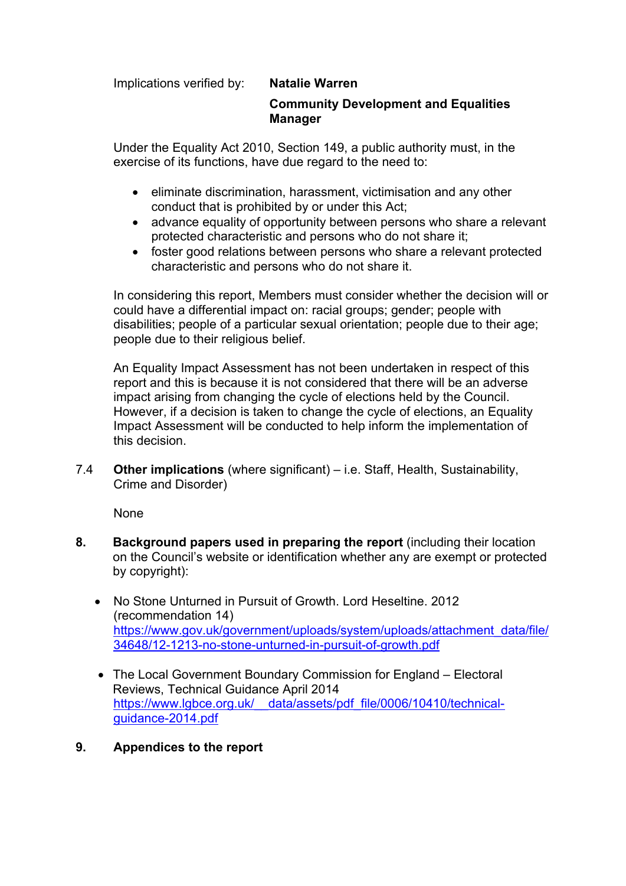Implications verified by: **Natalie Warren**

**Community Development and Equalities Manager**

Under the Equality Act 2010, Section 149, a public authority must, in the exercise of its functions, have due regard to the need to:

- eliminate discrimination, harassment, victimisation and any other conduct that is prohibited by or under this Act;
- advance equality of opportunity between persons who share a relevant protected characteristic and persons who do not share it;
- foster good relations between persons who share a relevant protected characteristic and persons who do not share it.

In considering this report, Members must consider whether the decision will or could have a differential impact on: racial groups; gender; people with disabilities; people of a particular sexual orientation; people due to their age; people due to their religious belief.

An Equality Impact Assessment has not been undertaken in respect of this report and this is because it is not considered that there will be an adverse impact arising from changing the cycle of elections held by the Council. However, if a decision is taken to change the cycle of elections, an Equality Impact Assessment will be conducted to help inform the implementation of this decision.

7.4 **Other implications** (where significant) – i.e. Staff, Health, Sustainability, Crime and Disorder)

None

## 8. Background papers used in preparing the report (including their location on the Council's website or identification whether any are exempt or protected by copyright):

- No Stone Unturned in Pursuit of Growth. Lord Heseltine. 2012 (recommendation 14) https://www.gov.uk/government/uploads/system/uploads/attachment_data/file/34648/12-1213-no-stone-unturned-in-pursuit-of-growth.pdf
- The Local Government Boundary Commission for England – Electoral Reviews, Technical Guidance April 2014 https://www.lgbce.org.uk/__data/assets/pdf_file/0006/10410/technical-guidance-2014.pdf

## 9. Appendices to the report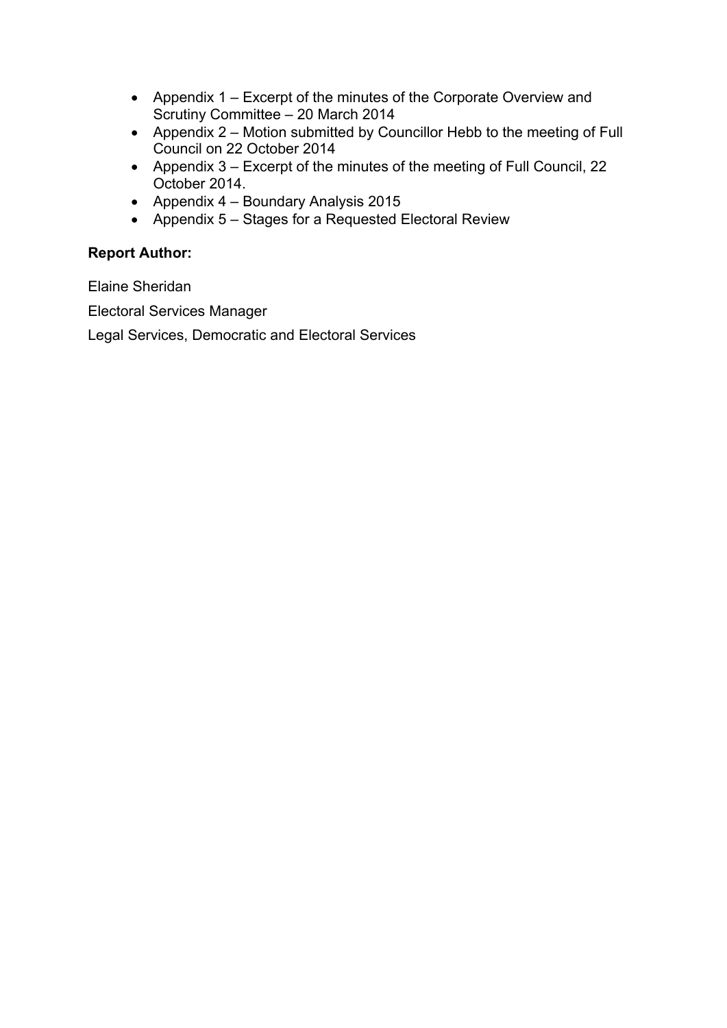- Appendix 1 – Excerpt of the minutes of the Corporate Overview and Scrutiny Committee – 20 March 2014
- Appendix 2 – Motion submitted by Councillor Hebb to the meeting of Full Council on 22 October 2014
- Appendix 3 – Excerpt of the minutes of the meeting of Full Council, 22 October 2014.
- Appendix 4 – Boundary Analysis 2015
- Appendix 5 – Stages for a Requested Electoral Review

**Report Author:**

Elaine Sheridan

Electoral Services Manager

Legal Services, Democratic and Electoral Services